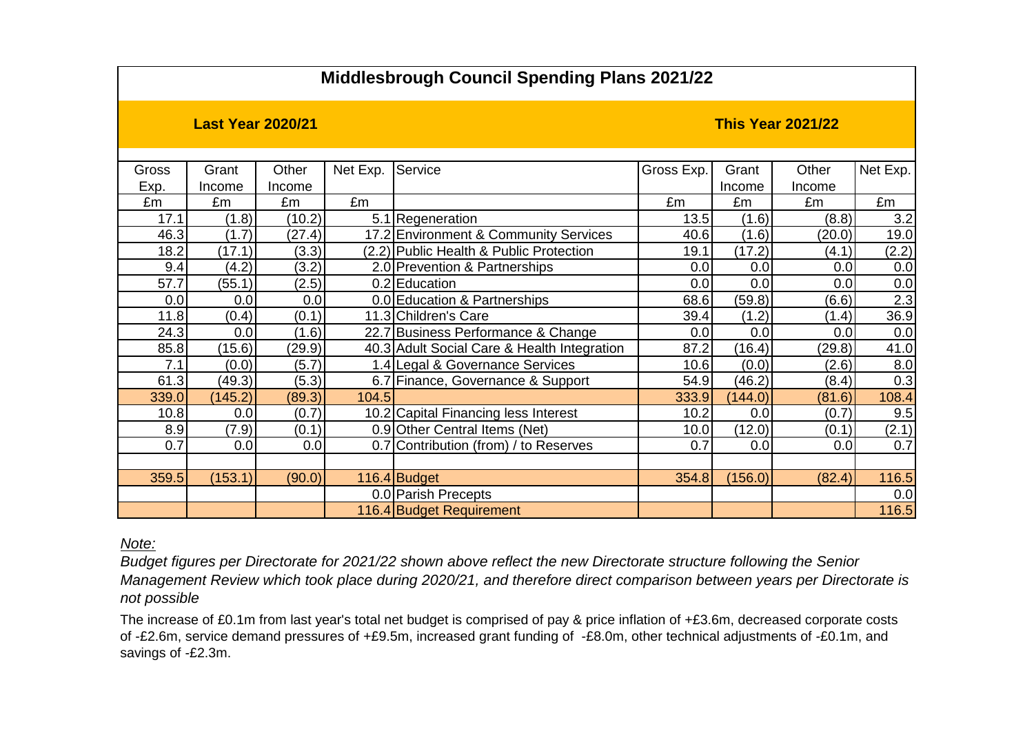# Middlesbrough Council Spending Plans 2021/22

| Last Year 2020/21 | | | | | This Year 2021/22 | | | |
|---|---|---|---|---|---|---|---|---|
| Gross Exp. | Grant Income | Other Income | Net Exp. | Service | Gross Exp. | Grant Income | Other Income | Net Exp. |
| £m | £m | £m | £m | | £m | £m | £m | £m |
| 17.1 | (1.8) | (10.2) | 5.1 | Regeneration | 13.5 | (1.6) | (8.8) | 3.2 |
| 46.3 | (1.7) | (27.4) | 17.2 | Environment & Community Services | 40.6 | (1.6) | (20.0) | 19.0 |
| 18.2 | (17.1) | (3.3) | (2.2) | Public Health & Public Protection | 19.1 | (17.2) | (4.1) | (2.2) |
| 9.4 | (4.2) | (3.2) | 2.0 | Prevention & Partnerships | 0.0 | 0.0 | 0.0 | 0.0 |
| 57.7 | (55.1) | (2.5) | 0.2 | Education | 0.0 | 0.0 | 0.0 | 0.0 |
| 0.0 | 0.0 | 0.0 | 0.0 | Education & Partnerships | 68.6 | (59.8) | (6.6) | 2.3 |
| 11.8 | (0.4) | (0.1) | 11.3 | Children's Care | 39.4 | (1.2) | (1.4) | 36.9 |
| 24.3 | 0.0 | (1.6) | 22.7 | Business Performance & Change | 0.0 | 0.0 | 0.0 | 0.0 |
| 85.8 | (15.6) | (29.9) | 40.3 | Adult Social Care & Health Integration | 87.2 | (16.4) | (29.8) | 41.0 |
| 7.1 | (0.0) | (5.7) | 1.4 | Legal & Governance Services | 10.6 | (0.0) | (2.6) | 8.0 |
| 61.3 | (49.3) | (5.3) | 6.7 | Finance, Governance & Support | 54.9 | (46.2) | (8.4) | 0.3 |
| 339.0 | (145.2) | (89.3) | 104.5 | | 333.9 | (144.0) | (81.6) | 108.4 |
| 10.8 | 0.0 | (0.7) | 10.2 | Capital Financing less Interest | 10.2 | 0.0 | (0.7) | 9.5 |
| 8.9 | (7.9) | (0.1) | 0.9 | Other Central Items (Net) | 10.0 | (12.0) | (0.1) | (2.1) |
| 0.7 | 0.0 | 0.0 | 0.7 | Contribution (from) / to Reserves | 0.7 | 0.0 | 0.0 | 0.7 |
| | | | | | | | | |
| 359.5 | (153.1) | (90.0) | 116.4 | Budget | 354.8 | (156.0) | (82.4) | 116.5 |
| | | | 0.0 | Parish Precepts | | | | 0.0 |
| | | | 116.4 | Budget Requirement | | | | 116.5 |

*Note:*

*Budget figures per Directorate for 2021/22 shown above reflect the new Directorate structure following the Senior Management Review which took place during 2020/21, and therefore direct comparison between years per Directorate is not possible*

The increase of £0.1m from last year's total net budget is comprised of pay & price inflation of +£3.6m, decreased corporate costs of -£2.6m, service demand pressures of +£9.5m, increased grant funding of -£8.0m, other technical adjustments of -£0.1m, and savings of -£2.3m.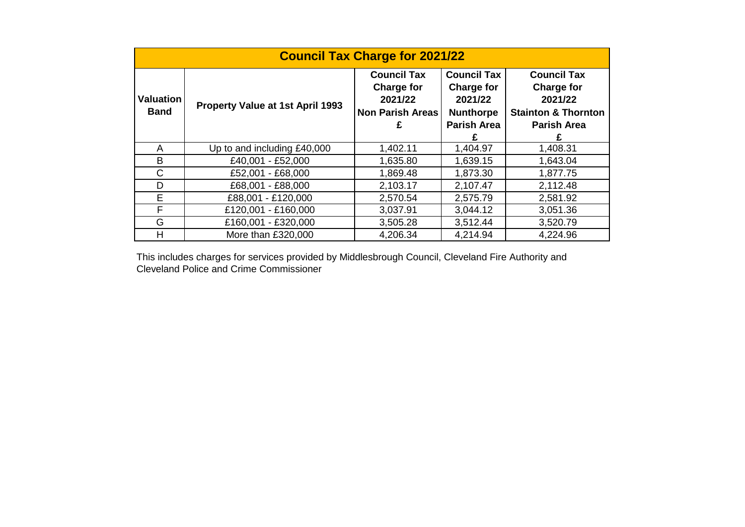| Council Tax Charge for 2021/22 | | | | |
|---|---|---|---|---|
| **Valuation Band** | **Property Value at 1st April 1993** | **Council Tax Charge for 2021/22 Non Parish Areas £** | **Council Tax Charge for 2021/22 Nunthorpe Parish Area £** | **Council Tax Charge for 2021/22 Stainton & Thornton Parish Area £** |
| A | Up to and including £40,000 | 1,402.11 | 1,404.97 | 1,408.31 |
| B | £40,001 - £52,000 | 1,635.80 | 1,639.15 | 1,643.04 |
| C | £52,001 - £68,000 | 1,869.48 | 1,873.30 | 1,877.75 |
| D | £68,001 - £88,000 | 2,103.17 | 2,107.47 | 2,112.48 |
| E | £88,001 - £120,000 | 2,570.54 | 2,575.79 | 2,581.92 |
| F | £120,001 - £160,000 | 3,037.91 | 3,044.12 | 3,051.36 |
| G | £160,001 - £320,000 | 3,505.28 | 3,512.44 | 3,520.79 |
| H | More than £320,000 | 4,206.34 | 4,214.94 | 4,224.96 |

This includes charges for services provided by Middlesbrough Council, Cleveland Fire Authority and Cleveland Police and Crime Commissioner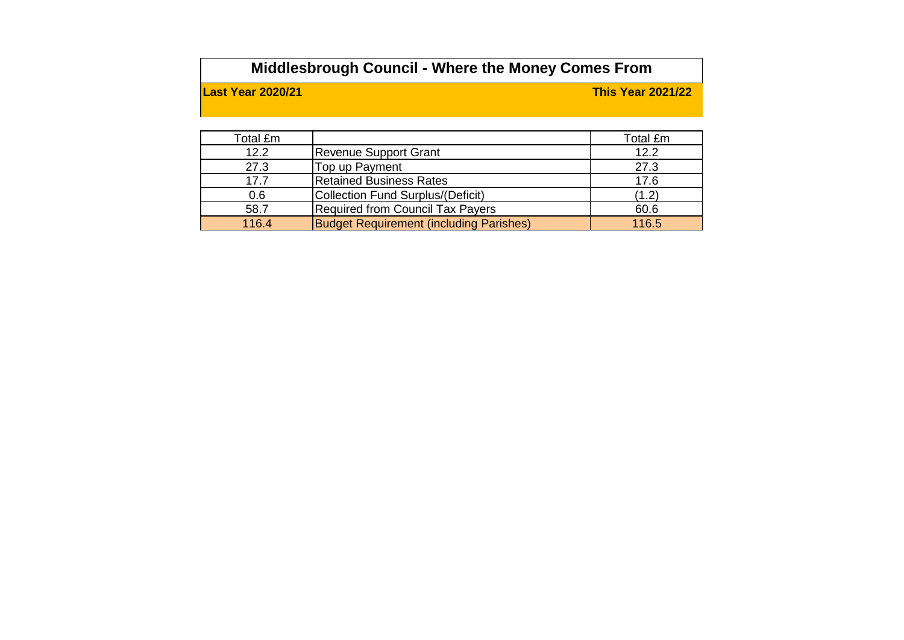# Middlesbrough Council - Where the Money Comes From

| Last Year 2020/21 | | This Year 2021/22 |
|---|---|---|
| Total £m | | Total £m |
| 12.2 | Revenue Support Grant | 12.2 |
| 27.3 | Top up Payment | 27.3 |
| 17.7 | Retained Business Rates | 17.6 |
| 0.6 | Collection Fund Surplus/(Deficit) | (1.2) |
| 58.7 | Required from Council Tax Payers | 60.6 |
| 116.4 | Budget Requirement (including Parishes) | 116.5 |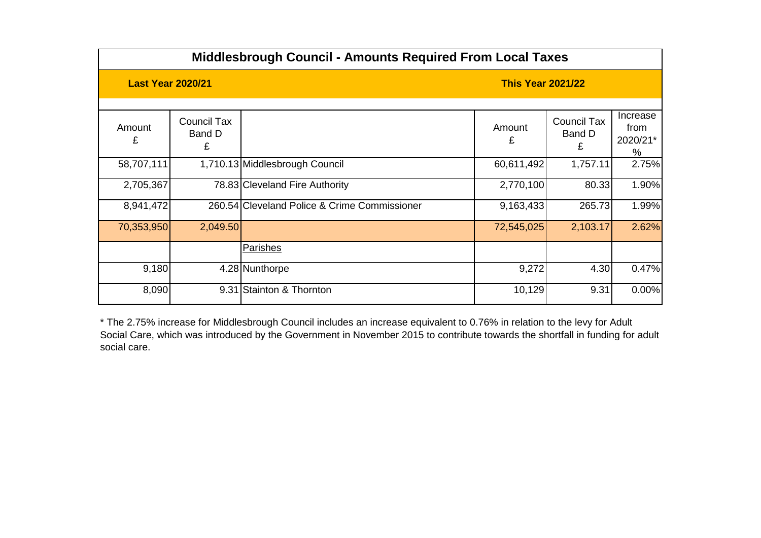# Middlesbrough Council - Amounts Required From Local Taxes

| Last Year 2020/21 | | | This Year 2021/22 | | |
|---|---|---|---|---|---|
| Amount £ | Council Tax Band D £ | | Amount £ | Council Tax Band D £ | Increase from 2020/21* % |
| 58,707,111 | 1,710.13 | Middlesbrough Council | 60,611,492 | 1,757.11 | 2.75% |
| 2,705,367 | 78.83 | Cleveland Fire Authority | 2,770,100 | 80.33 | 1.90% |
| 8,941,472 | 260.54 | Cleveland Police & Crime Commissioner | 9,163,433 | 265.73 | 1.99% |
| 70,353,950 | 2,049.50 | | 72,545,025 | 2,103.17 | 2.62% |
| | | Parishes | | | |
| 9,180 | 4.28 | Nunthorpe | 9,272 | 4.30 | 0.47% |
| 8,090 | 9.31 | Stainton & Thornton | 10,129 | 9.31 | 0.00% |

* The 2.75% increase for Middlesbrough Council includes an increase equivalent to 0.76% in relation to the levy for Adult Social Care, which was introduced by the Government in November 2015 to contribute towards the shortfall in funding for adult social care.